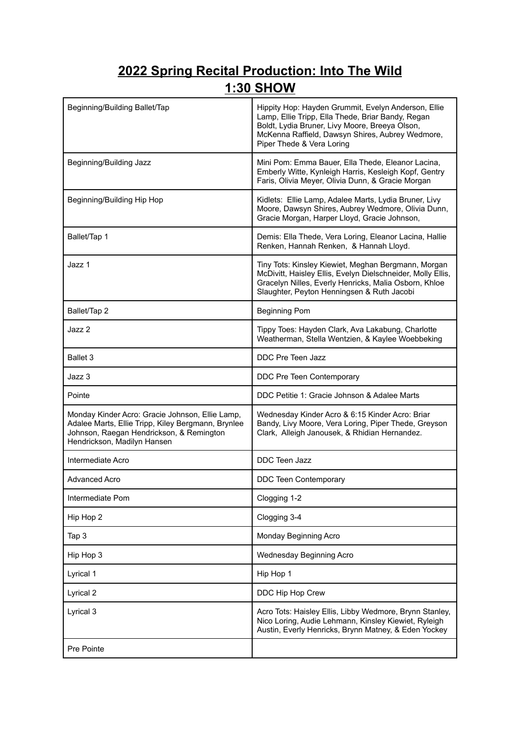# 2022 Spring Recital Production: Into The Wild

## 1:30 SHOW

| | |
|---|---|
| Beginning/Building Ballet/Tap | Hippity Hop: Hayden Grummit, Evelyn Anderson, Ellie Lamp, Ellie Tripp, Ella Thede, Briar Bandy, Regan Boldt, Lydia Bruner, Livy Moore, Breeya Olson, McKenna Raffield, Dawsyn Shires, Aubrey Wedmore, Piper Thede & Vera Loring |
| Beginning/Building Jazz | Mini Pom: Emma Bauer, Ella Thede, Eleanor Lacina, Emberly Witte, Kynleigh Harris, Kesleigh Kopf, Gentry Faris, Olivia Meyer, Olivia Dunn, & Gracie Morgan |
| Beginning/Building Hip Hop | Kidlets: Ellie Lamp, Adalee Marts, Lydia Bruner, Livy Moore, Dawsyn Shires, Aubrey Wedmore, Olivia Dunn, Gracie Morgan, Harper Lloyd, Gracie Johnson, |
| Ballet/Tap 1 | Demis: Ella Thede, Vera Loring, Eleanor Lacina, Hallie Renken, Hannah Renken, & Hannah Lloyd. |
| Jazz 1 | Tiny Tots: Kinsley Kiewiet, Meghan Bergmann, Morgan McDivitt, Haisley Ellis, Evelyn Dielschneider, Molly Ellis, Gracelyn Nilles, Everly Henricks, Malia Osborn, Khloe Slaughter, Peyton Henningsen & Ruth Jacobi |
| Ballet/Tap 2 | Beginning Pom |
| Jazz 2 | Tippy Toes: Hayden Clark, Ava Lakabung, Charlotte Weatherman, Stella Wentzien, & Kaylee Woebbeking |
| Ballet 3 | DDC Pre Teen Jazz |
| Jazz 3 | DDC Pre Teen Contemporary |
| Pointe | DDC Petitie 1: Gracie Johnson & Adalee Marts |
| Monday Kinder Acro: Gracie Johnson, Ellie Lamp, Adalee Marts, Ellie Tripp, Kiley Bergmann, Brynlee Johnson, Raegan Hendrickson, & Remington Hendrickson, Madilyn Hansen | Wednesday Kinder Acro & 6:15 Kinder Acro: Briar Bandy, Livy Moore, Vera Loring, Piper Thede, Greyson Clark, Alleigh Janousek, & Rhidian Hernandez. |
| Intermediate Acro | DDC Teen Jazz |
| Advanced Acro | DDC Teen Contemporary |
| Intermediate Pom | Clogging 1-2 |
| Hip Hop 2 | Clogging 3-4 |
| Tap 3 | Monday Beginning Acro |
| Hip Hop 3 | Wednesday Beginning Acro |
| Lyrical 1 | Hip Hop 1 |
| Lyrical 2 | DDC Hip Hop Crew |
| Lyrical 3 | Acro Tots: Haisley Ellis, Libby Wedmore, Brynn Stanley, Nico Loring, Audie Lehmann, Kinsley Kiewiet, Ryleigh Austin, Everly Henricks, Brynn Matney, & Eden Yockey |
| Pre Pointe | |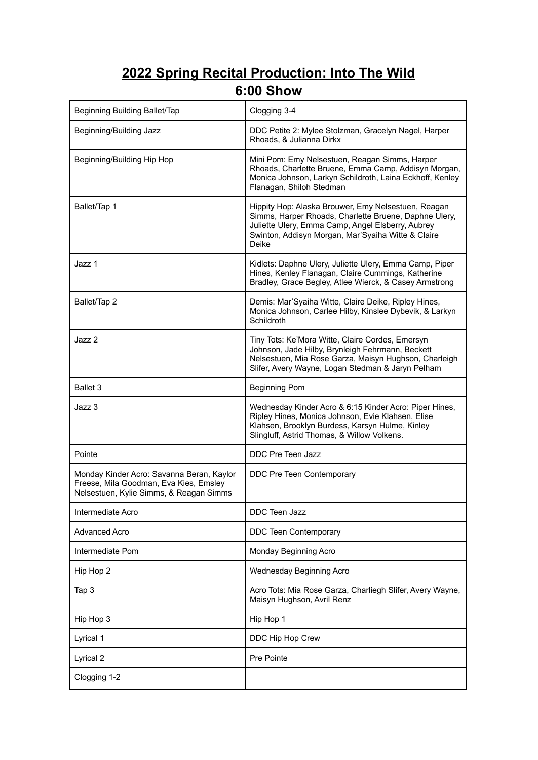# 2022 Spring Recital Production: Into The Wild

## 6:00 Show

| | |
|---|---|
| Beginning Building Ballet/Tap | Clogging 3-4 |
| Beginning/Building Jazz | DDC Petite 2: Mylee Stolzman, Gracelyn Nagel, Harper Rhoads, & Julianna Dirkx |
| Beginning/Building Hip Hop | Mini Pom: Emy Nelsestuen, Reagan Simms, Harper Rhoads, Charlette Bruene, Emma Camp, Addisyn Morgan, Monica Johnson, Larkyn Schildroth, Laina Eckhoff, Kenley Flanagan, Shiloh Stedman |
| Ballet/Tap 1 | Hippity Hop: Alaska Brouwer, Emy Nelsestuen, Reagan Simms, Harper Rhoads, Charlette Bruene, Daphne Ulery, Juliette Ulery, Emma Camp, Angel Elsberry, Aubrey Swinton, Addisyn Morgan, Mar'Syaiha Witte & Claire Deike |
| Jazz 1 | Kidlets: Daphne Ulery, Juliette Ulery, Emma Camp, Piper Hines, Kenley Flanagan, Claire Cummings, Katherine Bradley, Grace Begley, Atlee Wierck, & Casey Armstrong |
| Ballet/Tap 2 | Demis: Mar'Syaiha Witte, Claire Deike, Ripley Hines, Monica Johnson, Carlee Hilby, Kinslee Dybevik, & Larkyn Schildroth |
| Jazz 2 | Tiny Tots: Ke'Mora Witte, Claire Cordes, Emersyn Johnson, Jade Hilby, Brynleigh Fehrmann, Beckett Nelsestuen, Mia Rose Garza, Maisyn Hughson, Charleigh Slifer, Avery Wayne, Logan Stedman & Jaryn Pelham |
| Ballet 3 | Beginning Pom |
| Jazz 3 | Wednesday Kinder Acro & 6:15 Kinder Acro: Piper Hines, Ripley Hines, Monica Johnson, Evie Klahsen, Elise Klahsen, Brooklyn Burdess, Karsyn Hulme, Kinley Slingluff, Astrid Thomas, & Willow Volkens. |
| Pointe | DDC Pre Teen Jazz |
| Monday Kinder Acro: Savanna Beran, Kaylor Freese, Mila Goodman, Eva Kies, Emsley Nelsestuen, Kylie Simms, & Reagan Simms | DDC Pre Teen Contemporary |
| Intermediate Acro | DDC Teen Jazz |
| Advanced Acro | DDC Teen Contemporary |
| Intermediate Pom | Monday Beginning Acro |
| Hip Hop 2 | Wednesday Beginning Acro |
| Tap 3 | Acro Tots: Mia Rose Garza, Charliegh Slifer, Avery Wayne, Maisyn Hughson, Avril Renz |
| Hip Hop 3 | Hip Hop 1 |
| Lyrical 1 | DDC Hip Hop Crew |
| Lyrical 2 | Pre Pointe |
| Clogging 1-2 | |